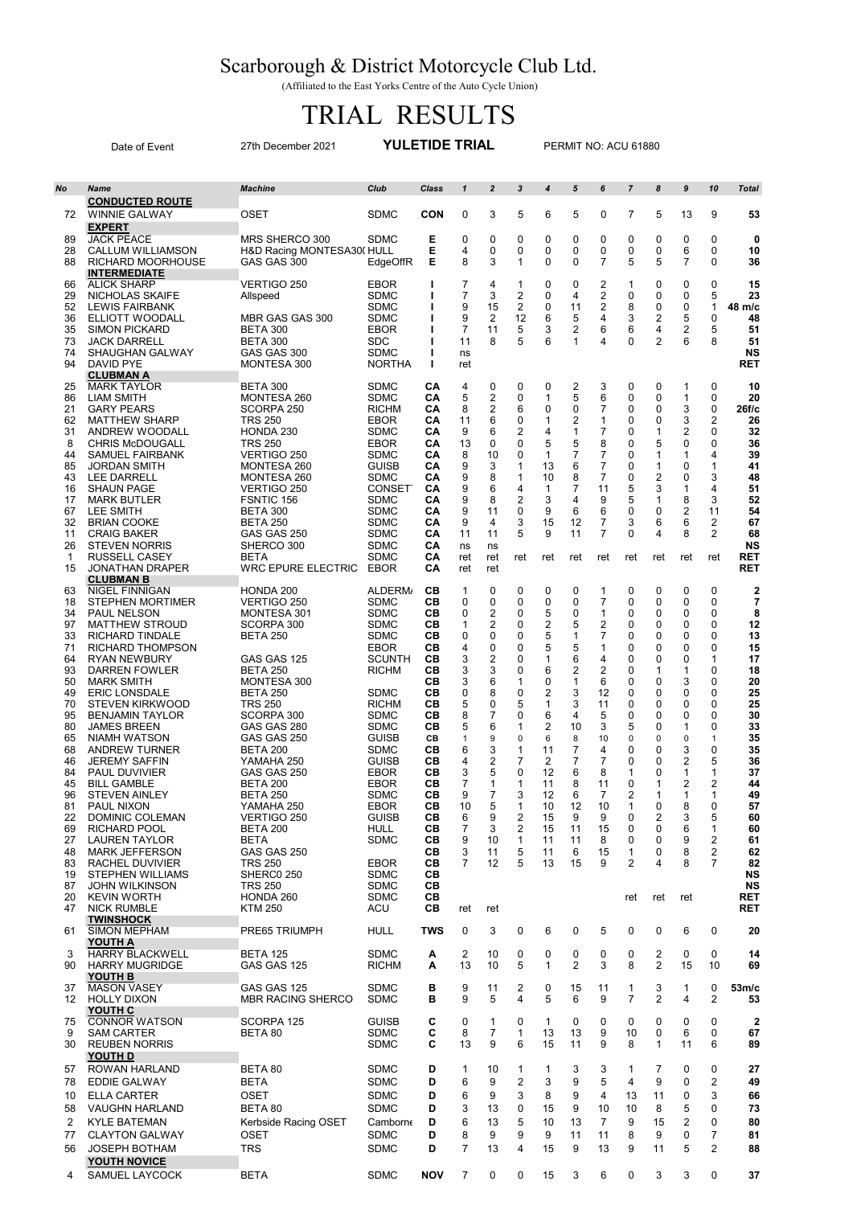# Scarborough & District Motorcycle Club Ltd.

(Affiliated to the East Yorks Centre of the Auto Cycle Union)

# TRIAL RESULTS

Date of Event 27th December 2021 **YULETIDE TRIAL** PERMIT NO: ACU 61880

| No | Name | Machine | Club | Class | 1 | 2 | 3 | 4 | 5 | 6 | 7 | 8 | 9 | 10 | Total |
|---|---|---|---|---|---|---|---|---|---|---|---|---|---|---|---|
| | **CONDUCTED ROUTE** | | | | | | | | | | | | | | |
| 72 | WINNIE GALWAY | OSET | SDMC | **CON** | 0 | 3 | 5 | 6 | 5 | 0 | 7 | 5 | 13 | 9 | **53** |
| | **EXPERT** | | | | | | | | | | | | | | |
| 89 | JACK PEACE | MRS SHERCO 300 | SDMC | **E** | 0 | 0 | 0 | 0 | 0 | 0 | 0 | 0 | 0 | 0 | **0** |
| 28 | CALLUM WILLIAMSON | H&D Racing MONTESA30( HULL | | **E** | 4 | 0 | 0 | 0 | 0 | 0 | 0 | 0 | 6 | 0 | **10** |
| 88 | RICHARD MOORHOUSE | GAS GAS 300 | EdgeOffR | **E** | 8 | 3 | 1 | 0 | 0 | 7 | 5 | 5 | 7 | 0 | **36** |
| | **INTERMEDIATE** | | | | | | | | | | | | | | |
| 66 | ALICK SHARP | VERTIGO 250 | EBOR | **I** | 7 | 4 | 1 | 0 | 0 | 2 | 1 | 0 | 0 | 0 | **15** |
| 29 | NICHOLAS SKAIFE | Allspeed | SDMC | **I** | 7 | 3 | 2 | 0 | 4 | 2 | 0 | 0 | 0 | 5 | **23** |
| 52 | LEWIS FAIRBANK | | SDMC | **I** | 9 | 15 | 2 | 0 | 11 | 2 | 8 | 0 | 0 | 1 | **48 m/c** |
| 36 | ELLIOTT WOODALL | MBR GAS GAS 300 | SDMC | **I** | 9 | 2 | 12 | 6 | 5 | 4 | 3 | 2 | 5 | 0 | **48** |
| 35 | SIMON PICKARD | BETA 300 | EBOR | **I** | 7 | 11 | 5 | 3 | 2 | 6 | 6 | 4 | 2 | 5 | **51** |
| 73 | JACK DARRELL | BETA 300 | SDC | **I** | 11 | 8 | 5 | 6 | 1 | 4 | 0 | 2 | 6 | 8 | **51** |
| 74 | SHAUGHAN GALWAY | GAS GAS 300 | SDMC | **I** | ns | | | | | | | | | | **NS** |
| 94 | DAVID PYE | MONTESA 300 | NORTHA | **I** | ret | | | | | | | | | | **RET** |
| | **CLUBMAN A** | | | | | | | | | | | | | | |
| 25 | MARK TAYLOR | BETA 300 | SDMC | **CA** | 4 | 0 | 0 | 0 | 2 | 3 | 0 | 0 | 1 | 0 | **10** |
| 86 | LIAM SMITH | MONTESA 260 | SDMC | **CA** | 5 | 2 | 0 | 1 | 5 | 6 | 0 | 0 | 1 | 0 | **20** |
| 21 | GARY PEARS | SCORPA 250 | RICHM | **CA** | 8 | 2 | 6 | 0 | 0 | 7 | 0 | 0 | 3 | 0 | **26f/c** |
| 62 | MATTHEW SHARP | TRS 250 | EBOR | **CA** | 11 | 6 | 0 | 1 | 2 | 1 | 0 | 0 | 3 | 2 | **26** |
| 31 | ANDREW WOODALL | HONDA 230 | SDMC | **CA** | 9 | 6 | 2 | 4 | 1 | 7 | 0 | 1 | 2 | 0 | **32** |
| 8 | CHRIS McDOUGALL | TRS 250 | EBOR | **CA** | 13 | 0 | 0 | 5 | 5 | 8 | 0 | 5 | 0 | 0 | **36** |
| 44 | SAMUEL FAIRBANK | VERTIGO 250 | SDMC | **CA** | 8 | 10 | 0 | 1 | 7 | 7 | 0 | 1 | 1 | 4 | **39** |
| 85 | JORDAN SMITH | MONTESA 260 | GUISB | **CA** | 9 | 3 | 1 | 13 | 6 | 7 | 0 | 1 | 0 | 1 | **41** |
| 43 | LEE DARRELL | MONTESA 260 | SDMC | **CA** | 9 | 8 | 1 | 10 | 8 | 7 | 0 | 2 | 0 | 3 | **48** |
| 16 | SHAUN PAGE | VERTIGO 250 | CONSET | **CA** | 9 | 6 | 4 | 1 | 7 | 11 | 5 | 3 | 1 | 4 | **51** |
| 17 | MARK BUTLER | FSNTIC 156 | SDMC | **CA** | 9 | 8 | 2 | 3 | 4 | 9 | 5 | 1 | 8 | 3 | **52** |
| 67 | LEE SMITH | BETA 300 | SDMC | **CA** | 9 | 11 | 0 | 9 | 6 | 6 | 0 | 0 | 2 | 11 | **54** |
| 32 | BRIAN COOKE | BETA 250 | SDMC | **CA** | 9 | 4 | 3 | 15 | 12 | 7 | 3 | 6 | 6 | 2 | **67** |
| 11 | CRAIG BAKER | GAS GAS 250 | SDMC | **CA** | 11 | 11 | 5 | 9 | 11 | 7 | 0 | 4 | 8 | 2 | **68** |
| 26 | STEVEN NORRIS | SHERCO 300 | SDMC | **CA** | ns | ns | | | | | | | | | **NS** |
| 1 | RUSSELL CASEY | BETA | SDMC | **CA** | ret | ret | ret | ret | ret | ret | ret | ret | ret | ret | **RET** |
| 15 | JONATHAN DRAPER | WRC EPURE ELECTRIC | EBOR | **CA** | ret | ret | | | | | | | | | **RET** |
| | **CLUBMAN B** | | | | | | | | | | | | | | |
| 63 | NIGEL FINNIGAN | HONDA 200 | ALDERM | **CB** | 1 | 0 | 0 | 0 | 0 | 1 | 0 | 0 | 0 | 0 | **2** |
| 18 | STEPHEN MORTIMER | VERTIGO 250 | SDMC | **CB** | 0 | 0 | 0 | 0 | 0 | 7 | 0 | 0 | 0 | 0 | **7** |
| 34 | PAUL NELSON | MONTESA 301 | SDMC | **CB** | 0 | 2 | 0 | 5 | 0 | 1 | 0 | 0 | 0 | 0 | **8** |
| 97 | MATTHEW STROUD | SCORPA 300 | SDMC | **CB** | 1 | 2 | 0 | 2 | 5 | 2 | 0 | 0 | 0 | 0 | **12** |
| 33 | RICHARD TINDALE | BETA 250 | SDMC | **CB** | 0 | 0 | 0 | 5 | 1 | 7 | 0 | 0 | 0 | 0 | **13** |
| 71 | RICHARD THOMPSON | | EBOR | **CB** | 4 | 0 | 0 | 5 | 5 | 1 | 0 | 0 | 0 | 0 | **15** |
| 64 | RYAN NEWBURY | GAS GAS 125 | SCUNTH | **CB** | 3 | 2 | 0 | 1 | 6 | 4 | 0 | 0 | 0 | 1 | **17** |
| 93 | DARREN FOWLER | BETA 250 | RICHM | **CB** | 3 | 3 | 0 | 6 | 2 | 2 | 0 | 1 | 1 | 0 | **18** |
| 50 | MARK SMITH | MONTESA 300 | | **CB** | 3 | 6 | 1 | 0 | 1 | 6 | 0 | 0 | 3 | 0 | **20** |
| 49 | ERIC LONSDALE | BETA 250 | SDMC | **CB** | 0 | 8 | 0 | 2 | 3 | 12 | 0 | 0 | 0 | 0 | **25** |
| 70 | STEVEN KIRKWOOD | TRS 250 | RICHM | **CB** | 5 | 0 | 5 | 1 | 3 | 11 | 0 | 0 | 0 | 0 | **25** |
| 95 | BENJAMIN TAYLOR | SCORPA 300 | SDMC | **CB** | 8 | 7 | 0 | 6 | 4 | 5 | 0 | 0 | 0 | 0 | **30** |
| 80 | JAMES BREEN | GAS GAS 280 | SDMC | **CB** | 5 | 6 | 1 | 2 | 10 | 3 | 5 | 0 | 1 | 0 | **33** |
| 65 | NIAMH WATSON | GAS GAS 250 | GUISB | **CB** | 1 | 9 | 0 | 6 | 8 | 10 | 0 | 0 | 0 | 1 | **35** |
| 68 | ANDREW TURNER | BETA 200 | SDMC | **CB** | 6 | 3 | 1 | 11 | 7 | 4 | 0 | 0 | 3 | 0 | **35** |
| 46 | JEREMY SAFFIN | YAMAHA 250 | GUISB | **CB** | 4 | 2 | 7 | 2 | 7 | 7 | 0 | 0 | 2 | 5 | **36** |
| 84 | PAUL DUVIVIER | GAS GAS 250 | EBOR | **CB** | 3 | 5 | 0 | 12 | 6 | 8 | 1 | 0 | 1 | 1 | **37** |
| 45 | BILL GAMBLE | BETA 200 | EBOR | **CB** | 7 | 1 | 1 | 11 | 8 | 11 | 0 | 1 | 2 | 2 | **44** |
| 96 | STEVEN AINLEY | BETA 250 | SDMC | **CB** | 9 | 7 | 3 | 12 | 6 | 7 | 2 | 1 | 1 | 1 | **49** |
| 81 | PAUL NIXON | YAMAHA 250 | EBOR | **CB** | 10 | 5 | 1 | 10 | 12 | 10 | 1 | 0 | 8 | 0 | **57** |
| 22 | DOMINIC COLEMAN | VERTIGO 250 | GUISB | **CB** | 6 | 9 | 2 | 15 | 9 | 9 | 0 | 2 | 3 | 5 | **60** |
| 69 | RICHARD POOL | BETA 200 | HULL | **CB** | 7 | 3 | 2 | 15 | 11 | 15 | 0 | 0 | 6 | 1 | **60** |
| 27 | LAUREN TAYLOR | BETA | SDMC | **CB** | 9 | 10 | 1 | 11 | 11 | 8 | 0 | 0 | 9 | 2 | **61** |
| 48 | MARK JEFFERSON | GAS GAS 250 | | **CB** | 3 | 11 | 5 | 11 | 6 | 15 | 1 | 0 | 8 | 2 | **62** |
| 83 | RACHEL DUVIVIER | TRS 250 | EBOR | **CB** | 7 | 12 | 5 | 13 | 15 | 9 | 2 | 4 | 8 | 7 | **82** |
| 19 | STEPHEN WILLIAMS | SHERC0 250 | SDMC | **CB** | | | | | | | | | | | **NS** |
| 87 | JOHN WILKINSON | TRS 250 | SDMC | **CB** | | | | | | | | | | | **NS** |
| 20 | KEVIN WORTH | HONDA 260 | SDMC | **CB** | | | | | | | ret | ret | ret | | **RET** |
| 47 | NICK RUMBLE | KTM 250 | ACU | **CB** | ret | ret | | | | | | | | | **RET** |
| | **TWINSHOCK** | | | | | | | | | | | | | | |
| 61 | SIMON MEPHAM | PRE65 TRIUMPH | HULL | **TWS** | 0 | 3 | 0 | 6 | 0 | 5 | 0 | 0 | 6 | 0 | **20** |
| | **YOUTH A** | | | | | | | | | | | | | | |
| 3 | HARRY BLACKWELL | BETA 125 | SDMC | **A** | 2 | 10 | 0 | 0 | 0 | 0 | 0 | 2 | 0 | 0 | **14** |
| 90 | HARRY MUGRIDGE | GAS GAS 125 | RICHM | **A** | 13 | 10 | 5 | 1 | 2 | 3 | 8 | 2 | 15 | 10 | **69** |
| | **YOUTH B** | | | | | | | | | | | | | | |
| 37 | MASON VASEY | GAS GAS 125 | SDMC | **B** | 9 | 11 | 2 | 0 | 15 | 11 | 1 | 3 | 1 | 0 | **53m/c** |
| 12 | HOLLY DIXON | MBR RACING SHERCO | SDMC | **B** | 9 | 5 | 4 | 5 | 6 | 9 | 7 | 2 | 4 | 2 | **53** |
| | **YOUTH C** | | | | | | | | | | | | | | |
| 75 | CONNOR WATSON | SCORPA 125 | GUISB | **C** | 0 | 1 | 0 | 1 | 0 | 0 | 0 | 0 | 0 | 0 | **2** |
| 9 | SAM CARTER | BETA 80 | SDMC | **C** | 8 | 7 | 1 | 13 | 13 | 9 | 10 | 0 | 6 | 0 | **67** |
| 30 | REUBEN NORRIS | | SDMC | **C** | 13 | 9 | 6 | 15 | 11 | 9 | 8 | 1 | 11 | 6 | **89** |
| | **YOUTH D** | | | | | | | | | | | | | | |
| 57 | ROWAN HARLAND | BETA 80 | SDMC | **D** | 1 | 10 | 1 | 1 | 3 | 3 | 1 | 7 | 0 | 0 | **27** |
| 78 | EDDIE GALWAY | BETA | SDMC | **D** | 6 | 9 | 2 | 3 | 9 | 5 | 4 | 9 | 0 | 2 | **49** |
| 10 | ELLA CARTER | OSET | SDMC | **D** | 6 | 9 | 3 | 8 | 9 | 4 | 13 | 11 | 0 | 3 | **66** |
| 58 | VAUGHN HARLAND | BETA 80 | SDMC | **D** | 3 | 13 | 0 | 15 | 9 | 10 | 10 | 8 | 5 | 0 | **73** |
| 2 | KYLE BATEMAN | Kerbside Racing OSET | Camborne | **D** | 6 | 13 | 5 | 10 | 13 | 7 | 9 | 15 | 2 | 0 | **80** |
| 77 | CLAYTON GALWAY | OSET | SDMC | **D** | 8 | 9 | 9 | 9 | 11 | 11 | 8 | 9 | 0 | 7 | **81** |
| 56 | JOSEPH BOTHAM | TRS | SDMC | **D** | 7 | 13 | 4 | 15 | 9 | 13 | 9 | 11 | 5 | 2 | **88** |
| | **YOUTH NOVICE** | | | | | | | | | | | | | | |
| 4 | SAMUEL LAYCOCK | BETA | SDMC | **NOV** | 7 | 0 | 0 | 15 | 3 | 6 | 0 | 3 | 3 | 0 | **37** |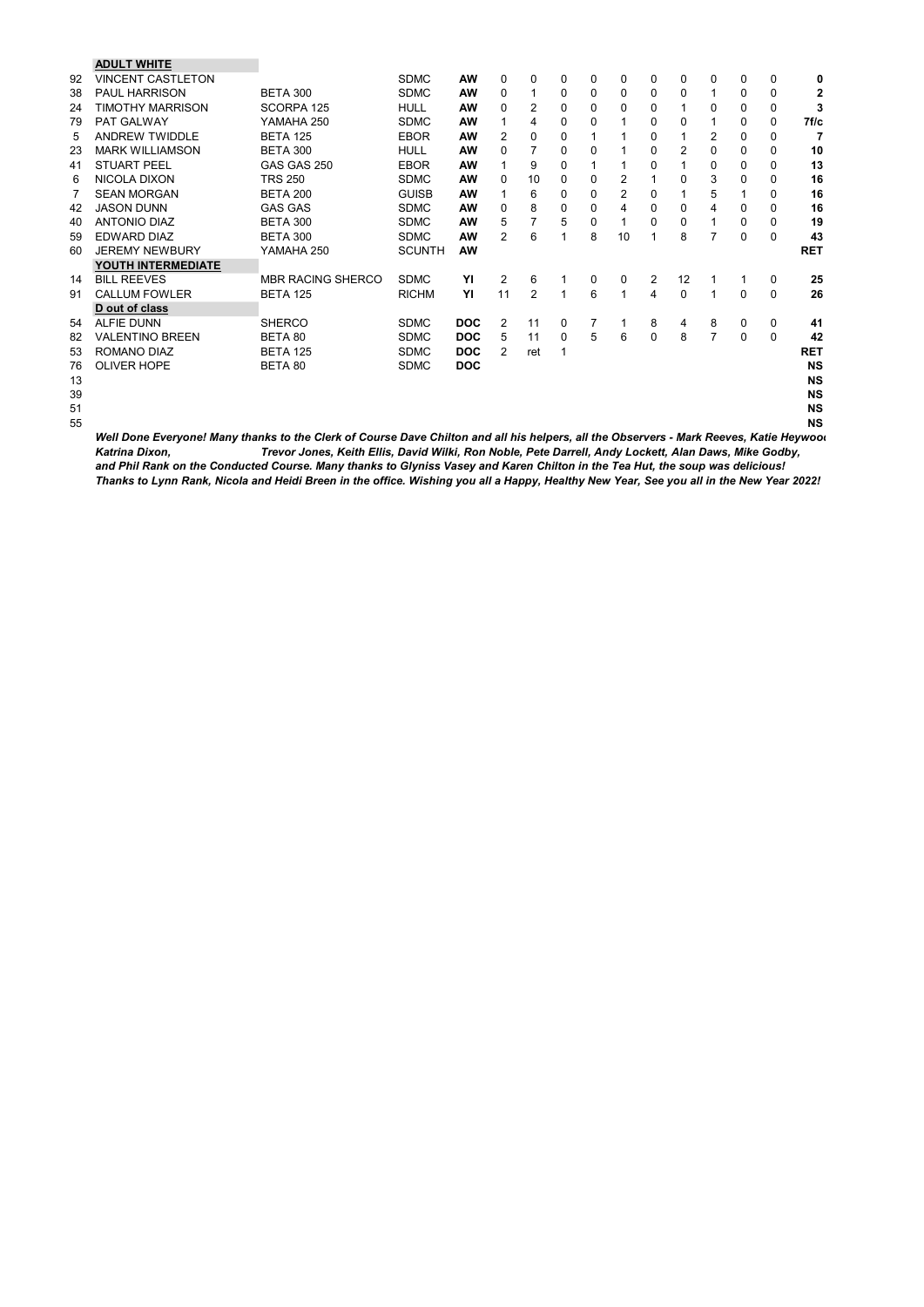| | | | | | | | | | | | | | | | | |
|---|---|---|---|---|---|---|---|---|---|---|---|---|---|---|---|---|
| | **ADULT WHITE** | | | | | | | | | | | | | | | |
| 92 | VINCENT CASTLETON | | SDMC | **AW** | 0 | 0 | 0 | 0 | 0 | 0 | 0 | 0 | 0 | 0 | **0** |
| 38 | PAUL HARRISON | BETA 300 | SDMC | **AW** | 0 | 1 | 0 | 0 | 0 | 0 | 0 | 1 | 0 | 0 | **2** |
| 24 | TIMOTHY MARRISON | SCORPA 125 | HULL | **AW** | 0 | 2 | 0 | 0 | 0 | 0 | 1 | 0 | 0 | 0 | **3** |
| 79 | PAT GALWAY | YAMAHA 250 | SDMC | **AW** | 1 | 4 | 0 | 0 | 1 | 0 | 0 | 1 | 0 | 0 | **7f/c** |
| 5 | ANDREW TWIDDLE | BETA 125 | EBOR | **AW** | 2 | 0 | 0 | 1 | 1 | 0 | 1 | 2 | 0 | 0 | **7** |
| 23 | MARK WILLIAMSON | BETA 300 | HULL | **AW** | 0 | 7 | 0 | 0 | 1 | 0 | 2 | 0 | 0 | 0 | **10** |
| 41 | STUART PEEL | GAS GAS 250 | EBOR | **AW** | 1 | 9 | 0 | 1 | 1 | 0 | 1 | 0 | 0 | 0 | **13** |
| 6 | NICOLA DIXON | TRS 250 | SDMC | **AW** | 0 | 10 | 0 | 0 | 2 | 1 | 0 | 3 | 0 | 0 | **16** |
| 7 | SEAN MORGAN | BETA 200 | GUISB | **AW** | 1 | 6 | 0 | 0 | 2 | 0 | 1 | 5 | 1 | 0 | **16** |
| 42 | JASON DUNN | GAS GAS | SDMC | **AW** | 0 | 8 | 0 | 0 | 4 | 0 | 0 | 4 | 0 | 0 | **16** |
| 40 | ANTONIO DIAZ | BETA 300 | SDMC | **AW** | 5 | 7 | 5 | 0 | 1 | 0 | 0 | 1 | 0 | 0 | **19** |
| 59 | EDWARD DIAZ | BETA 300 | SDMC | **AW** | 2 | 6 | 1 | 8 | 10 | 1 | 8 | 7 | 0 | 0 | **43** |
| 60 | JEREMY NEWBURY | YAMAHA 250 | SCUNTH | **AW** | | | | | | | | | | | **RET** |
| | **YOUTH INTERMEDIATE** | | | | | | | | | | | | | | | |
| 14 | BILL REEVES | MBR RACING SHERCO | SDMC | **YI** | 2 | 6 | 1 | 0 | 0 | 2 | 12 | 1 | 1 | 0 | **25** |
| 91 | CALLUM FOWLER | BETA 125 | RICHM | **YI** | 11 | 2 | 1 | 6 | 1 | 4 | 0 | 1 | 0 | 0 | **26** |
| | **D out of class** | | | | | | | | | | | | | | | |
| 54 | ALFIE DUNN | SHERCO | SDMC | **DOC** | 2 | 11 | 0 | 7 | 1 | 8 | 4 | 8 | 0 | 0 | **41** |
| 82 | VALENTINO BREEN | BETA 80 | SDMC | **DOC** | 5 | 11 | 0 | 5 | 6 | 0 | 8 | 7 | 0 | 0 | **42** |
| 53 | ROMANO DIAZ | BETA 125 | SDMC | **DOC** | 2 | ret | 1 | | | | | | | | **RET** |
| 76 | OLIVER HOPE | BETA 80 | SDMC | **DOC** | | | | | | | | | | | **NS** |
| 13 | | | | | | | | | | | | | | | **NS** |
| 39 | | | | | | | | | | | | | | | **NS** |
| 51 | | | | | | | | | | | | | | | **NS** |
| 55 | | | | | | | | | | | | | | | **NS** |

***Well Done Everyone! Many thanks to the Clerk of Course Dave Chilton and all his helpers, all the Observers - Mark Reeves, Katie Heywood, Katrina Dixon, Trevor Jones, Keith Ellis, David Wilki, Ron Noble, Pete Darrell, Andy Lockett, Alan Daws, Mike Godby, and Phil Rank on the Conducted Course. Many thanks to Glyniss Vasey and Karen Chilton in the Tea Hut, the soup was delicious!***
***Thanks to Lynn Rank, Nicola and Heidi Breen in the office. Wishing you all a Happy, Healthy New Year, See you all in the New Year 2022!***